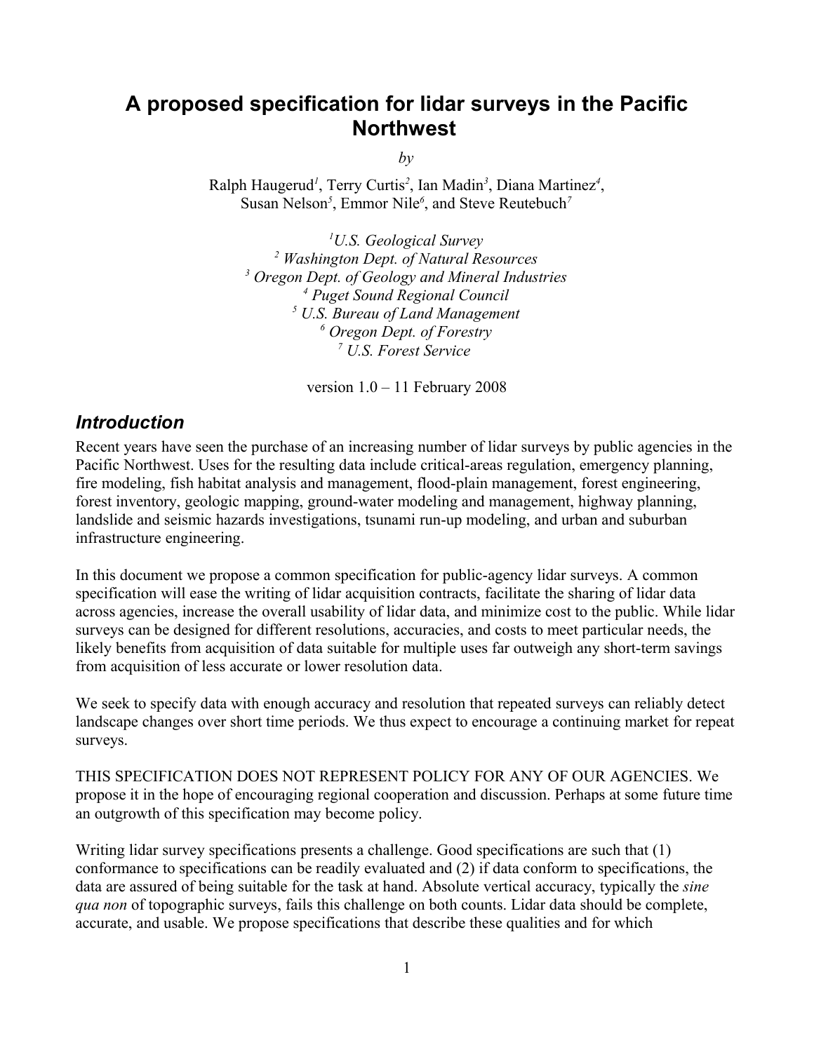# A proposed specification for lidar surveys in the Pacific Northwest

*by*

Ralph Haugerud[1], Terry Curtis[2], Ian Madin[3], Diana Martinez[4], Susan Nelson[5], Emmor Nile[6], and Steve Reutebuch[7]

[1] *U.S. Geological Survey*
[2] *Washington Dept. of Natural Resources*
[3] *Oregon Dept. of Geology and Mineral Industries*
[4] *Puget Sound Regional Council*
[5] *U.S. Bureau of Land Management*
[6] *Oregon Dept. of Forestry*
[7] *U.S. Forest Service*

version 1.0 – 11 February 2008

## *Introduction*

Recent years have seen the purchase of an increasing number of lidar surveys by public agencies in the Pacific Northwest. Uses for the resulting data include critical-areas regulation, emergency planning, fire modeling, fish habitat analysis and management, flood-plain management, forest engineering, forest inventory, geologic mapping, ground-water modeling and management, highway planning, landslide and seismic hazards investigations, tsunami run-up modeling, and urban and suburban infrastructure engineering.

In this document we propose a common specification for public-agency lidar surveys. A common specification will ease the writing of lidar acquisition contracts, facilitate the sharing of lidar data across agencies, increase the overall usability of lidar data, and minimize cost to the public. While lidar surveys can be designed for different resolutions, accuracies, and costs to meet particular needs, the likely benefits from acquisition of data suitable for multiple uses far outweigh any short-term savings from acquisition of less accurate or lower resolution data.

We seek to specify data with enough accuracy and resolution that repeated surveys can reliably detect landscape changes over short time periods. We thus expect to encourage a continuing market for repeat surveys.

THIS SPECIFICATION DOES NOT REPRESENT POLICY FOR ANY OF OUR AGENCIES. We propose it in the hope of encouraging regional cooperation and discussion. Perhaps at some future time an outgrowth of this specification may become policy.

Writing lidar survey specifications presents a challenge. Good specifications are such that (1) conformance to specifications can be readily evaluated and (2) if data conform to specifications, the data are assured of being suitable for the task at hand. Absolute vertical accuracy, typically the *sine qua non* of topographic surveys, fails this challenge on both counts. Lidar data should be complete, accurate, and usable. We propose specifications that describe these qualities and for which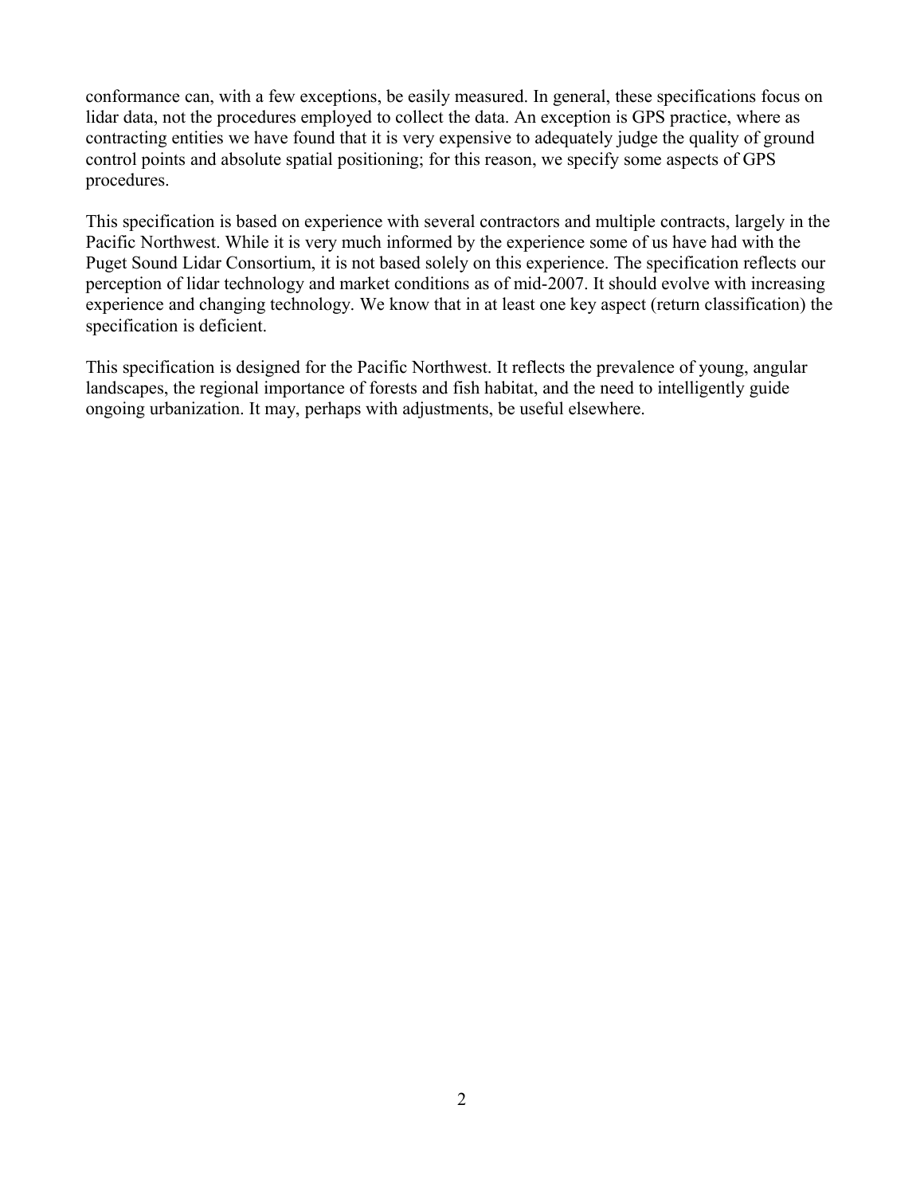conformance can, with a few exceptions, be easily measured. In general, these specifications focus on lidar data, not the procedures employed to collect the data. An exception is GPS practice, where as contracting entities we have found that it is very expensive to adequately judge the quality of ground control points and absolute spatial positioning; for this reason, we specify some aspects of GPS procedures.

This specification is based on experience with several contractors and multiple contracts, largely in the Pacific Northwest. While it is very much informed by the experience some of us have had with the Puget Sound Lidar Consortium, it is not based solely on this experience. The specification reflects our perception of lidar technology and market conditions as of mid-2007. It should evolve with increasing experience and changing technology. We know that in at least one key aspect (return classification) the specification is deficient.

This specification is designed for the Pacific Northwest. It reflects the prevalence of young, angular landscapes, the regional importance of forests and fish habitat, and the need to intelligently guide ongoing urbanization. It may, perhaps with adjustments, be useful elsewhere.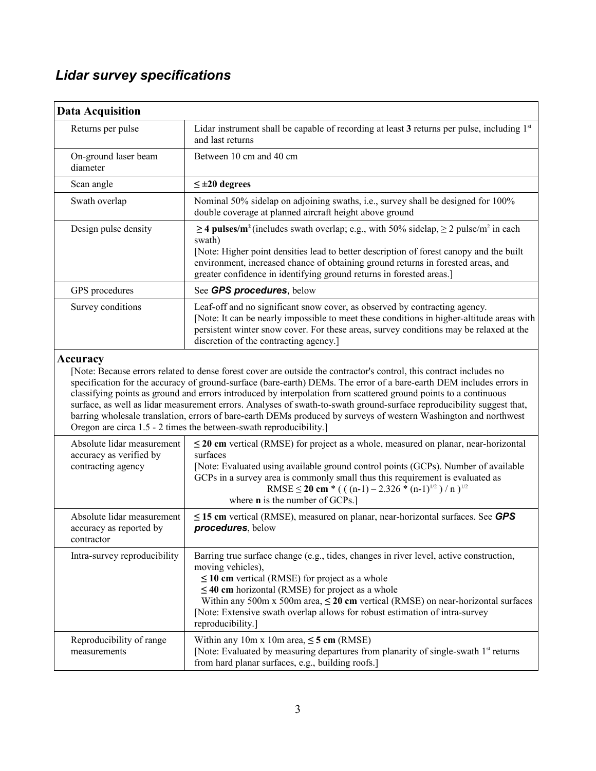## *Lidar survey specifications*

| **Data Acquisition** | |
|---|---|
| Returns per pulse | Lidar instrument shall be capable of recording at least **3** returns per pulse, including 1st and last returns |
| On-ground laser beam diameter | Between 10 cm and 40 cm |
| Scan angle | **≤ ±20 degrees** |
| Swath overlap | Nominal 50% sidelap on adjoining swaths, i.e., survey shall be designed for 100% double coverage at planned aircraft height above ground |
| Design pulse density | **≥ 4 pulses/m²** (includes swath overlap; e.g., with 50% sidelap, ≥ 2 pulse/m² in each swath)<br>[Note: Higher point densities lead to better description of forest canopy and the built environment, increased chance of obtaining ground returns in forested areas, and greater confidence in identifying ground returns in forested areas.] |
| GPS procedures | See ***GPS procedures***, below |
| Survey conditions | Leaf-off and no significant snow cover, as observed by contracting agency.<br>[Note: It can be nearly impossible to meet these conditions in higher-altitude areas with persistent winter snow cover. For these areas, survey conditions may be relaxed at the discretion of the contracting agency.] |

**Accuracy**

[Note: Because errors related to dense forest cover are outside the contractor's control, this contract includes no specification for the accuracy of ground-surface (bare-earth) DEMs. The error of a bare-earth DEM includes errors in classifying points as ground and errors introduced by interpolation from scattered ground points to a continuous surface, as well as lidar measurement errors. Analyses of swath-to-swath ground-surface reproducibility suggest that, barring wholesale translation, errors of bare-earth DEMs produced by surveys of western Washington and northwest Oregon are circa 1.5 - 2 times the between-swath reproducibility.]

| | |
|---|---|
| Absolute lidar measurement accuracy as verified by contracting agency | **≤ 20 cm** vertical (RMSE) for project as a whole, measured on planar, near-horizontal surfaces<br>[Note: Evaluated using available ground control points (GCPs). Number of available GCPs in a survey area is commonly small thus this requirement is evaluated as $\mathrm{RMSE} \leq \mathbf{20\ cm} * \left( \left( (n-1) - 2.326 * (n-1)^{1/2} \right) / n \right)^{1/2}$ where **n** is the number of GCPs.] |
| Absolute lidar measurement accuracy as reported by contractor | **≤ 15 cm** vertical (RMSE), measured on planar, near-horizontal surfaces. See ***GPS procedures***, below |
| Intra-survey reproducibility | Barring true surface change (e.g., tides, changes in river level, active construction, moving vehicles),<br>**≤ 10 cm** vertical (RMSE) for project as a whole<br>**≤ 40 cm** horizontal (RMSE) for project as a whole<br>Within any 500m x 500m area, **≤ 20 cm** vertical (RMSE) on near-horizontal surfaces<br>[Note: Extensive swath overlap allows for robust estimation of intra-survey reproducibility.] |
| Reproducibility of range measurements | Within any 10m x 10m area, **≤ 5 cm** (RMSE)<br>[Note: Evaluated by measuring departures from planarity of single-swath 1st returns from hard planar surfaces, e.g., building roofs.] |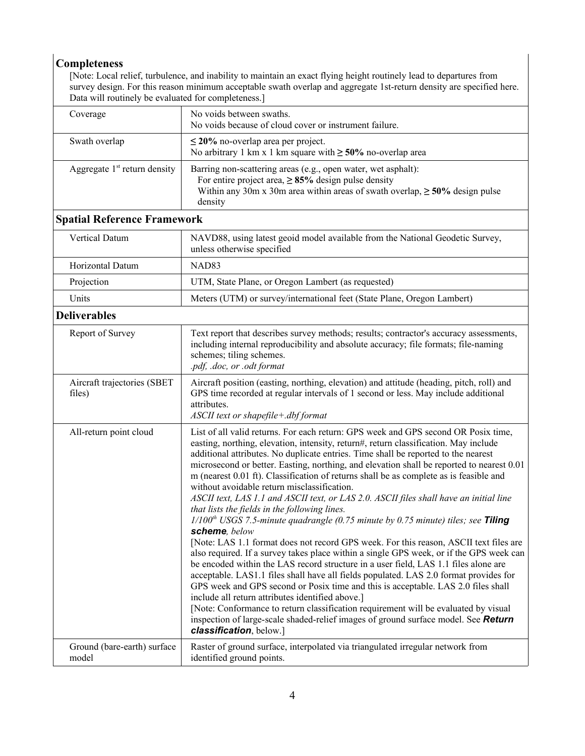## Completeness

[Note: Local relief, turbulence, and inability to maintain an exact flying height routinely lead to departures from survey design. For this reason minimum acceptable swath overlap and aggregate 1st-return density are specified here. Data will routinely be evaluated for completeness.]

| | |
|---|---|
| Coverage | No voids between swaths.<br>No voids because of cloud cover or instrument failure. |
| Swath overlap | **≤ 20%** no-overlap area per project.<br>No arbitrary 1 km x 1 km square with **≥ 50%** no-overlap area |
| Aggregate 1st return density | Barring non-scattering areas (e.g., open water, wet asphalt):<br>For entire project area, **≥ 85%** design pulse density<br>Within any 30m x 30m area within areas of swath overlap, **≥ 50%** design pulse density |

## Spatial Reference Framework

| | |
|---|---|
| Vertical Datum | NAVD88, using latest geoid model available from the National Geodetic Survey, unless otherwise specified |
| Horizontal Datum | NAD83 |
| Projection | UTM, State Plane, or Oregon Lambert (as requested) |
| Units | Meters (UTM) or survey/international feet (State Plane, Oregon Lambert) |

## Deliverables

| | |
|---|---|
| Report of Survey | Text report that describes survey methods; results; contractor's accuracy assessments, including internal reproducibility and absolute accuracy; file formats; file-naming schemes; tiling schemes.<br>*.pdf, .doc, or .odt format* |
| Aircraft trajectories (SBET files) | Aircraft position (easting, northing, elevation) and attitude (heading, pitch, roll) and GPS time recorded at regular intervals of 1 second or less. May include additional attributes.<br>*ASCII text or shapefile+.dbf format* |
| All-return point cloud | List of all valid returns. For each return: GPS week and GPS second OR Posix time, easting, northing, elevation, intensity, return#, return classification. May include additional attributes. No duplicate entries. Time shall be reported to the nearest microsecond or better. Easting, northing, and elevation shall be reported to nearest 0.01 m (nearest 0.01 ft). Classification of returns shall be as complete as is feasible and without avoidable return misclassification.<br>*ASCII text, LAS 1.1 and ASCII text, or LAS 2.0. ASCII files shall have an initial line that lists the fields in the following lines.*<br>*1/100th USGS 7.5-minute quadrangle (0.75 minute by 0.75 minute) tiles; see* ***Tiling scheme****, below*<br>[Note: LAS 1.1 format does not record GPS week. For this reason, ASCII text files are also required. If a survey takes place within a single GPS week, or if the GPS week can be encoded within the LAS record structure in a user field, LAS 1.1 files alone are acceptable. LAS1.1 files shall have all fields populated. LAS 2.0 format provides for GPS week and GPS second or Posix time and this is acceptable. LAS 2.0 files shall include all return attributes identified above.]<br>[Note: Conformance to return classification requirement will be evaluated by visual inspection of large-scale shaded-relief images of ground surface model. See ***Return classification***, below.] |
| Ground (bare-earth) surface model | Raster of ground surface, interpolated via triangulated irregular network from identified ground points. |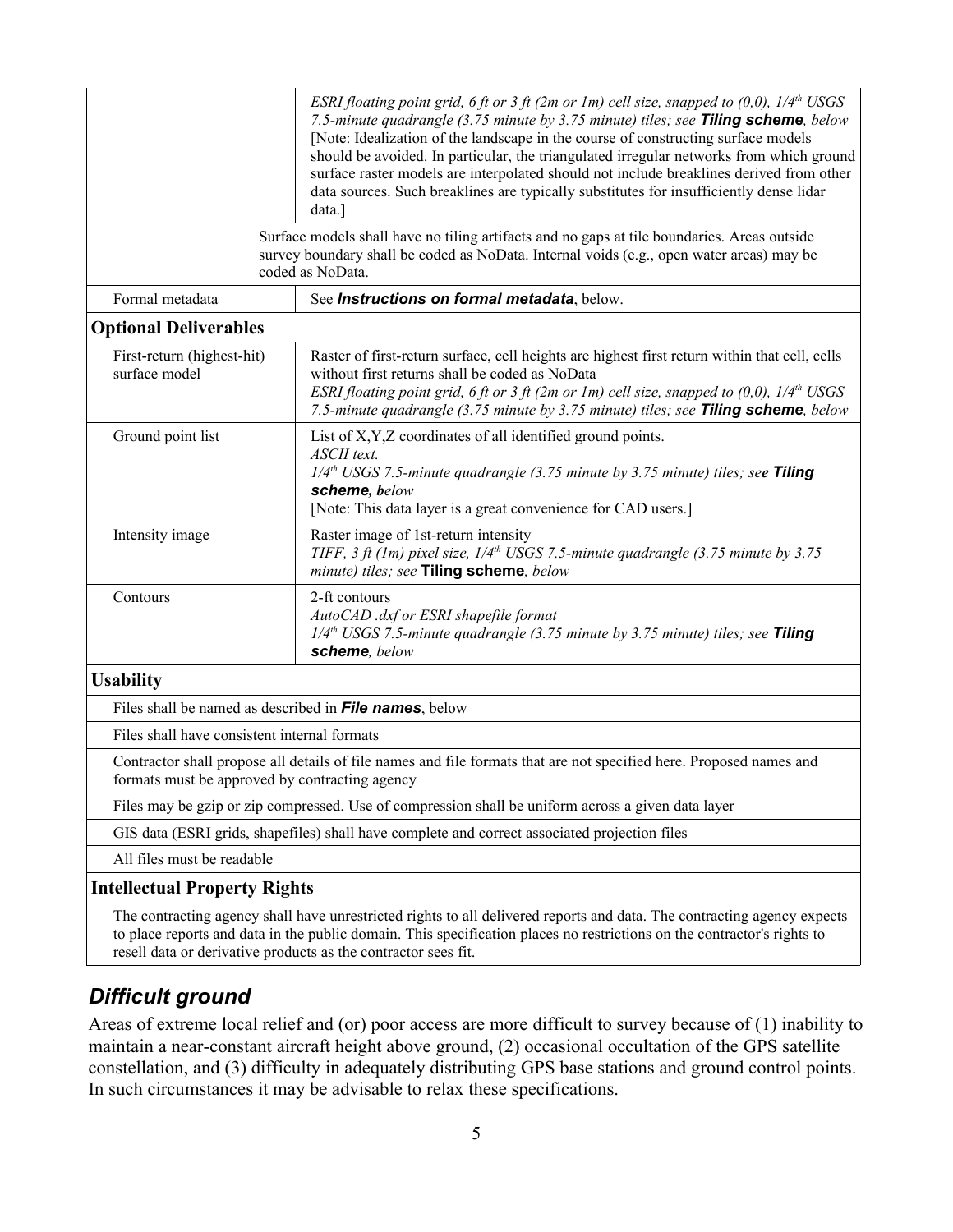| | |
|---|---|
| | *ESRI floating point grid, 6 ft or 3 ft (2m or 1m) cell size, snapped to (0,0), 1/4th USGS 7.5-minute quadrangle (3.75 minute by 3.75 minute) tiles; see **Tiling scheme**, below* [Note: Idealization of the landscape in the course of constructing surface models should be avoided. In particular, the triangulated irregular networks from which ground surface raster models are interpolated should not include breaklines derived from other data sources. Such breaklines are typically substitutes for insufficiently dense lidar data.] |
| Surface models shall have no tiling artifacts and no gaps at tile boundaries. Areas outside survey boundary shall be coded as NoData. Internal voids (e.g., open water areas) may be coded as NoData. | |
| Formal metadata | See ***Instructions on formal metadata***, below. |
| **Optional Deliverables** | |
| First-return (highest-hit) surface model | Raster of first-return surface, cell heights are highest first return within that cell, cells without first returns shall be coded as NoData *ESRI floating point grid, 6 ft or 3 ft (2m or 1m) cell size, snapped to (0,0), 1/4th USGS 7.5-minute quadrangle (3.75 minute by 3.75 minute) tiles; see **Tiling scheme**, below* |
| Ground point list | List of X,Y,Z coordinates of all identified ground points. *ASCII text.* *1/4th USGS 7.5-minute quadrangle (3.75 minute by 3.75 minute) tiles; see **Tiling scheme, below*** [Note: This data layer is a great convenience for CAD users.] |
| Intensity image | Raster image of 1st-return intensity *TIFF, 3 ft (1m) pixel size, 1/4th USGS 7.5-minute quadrangle (3.75 minute by 3.75 minute) tiles; see* **Tiling scheme***, below* |
| Contours | 2-ft contours *AutoCAD .dxf or ESRI shapefile format* *1/4th USGS 7.5-minute quadrangle (3.75 minute by 3.75 minute) tiles; see **Tiling scheme**, below* |
| **Usability** | |
| Files shall be named as described in ***File names***, below | |
| Files shall have consistent internal formats | |
| Contractor shall propose all details of file names and file formats that are not specified here. Proposed names and formats must be approved by contracting agency | |
| Files may be gzip or zip compressed. Use of compression shall be uniform across a given data layer | |
| GIS data (ESRI grids, shapefiles) shall have complete and correct associated projection files | |
| All files must be readable | |
| **Intellectual Property Rights** | |
| The contracting agency shall have unrestricted rights to all delivered reports and data. The contracting agency expects to place reports and data in the public domain. This specification places no restrictions on the contractor's rights to resell data or derivative products as the contractor sees fit. | |

## *Difficult ground*

Areas of extreme local relief and (or) poor access are more difficult to survey because of (1) inability to maintain a near-constant aircraft height above ground, (2) occasional occultation of the GPS satellite constellation, and (3) difficulty in adequately distributing GPS base stations and ground control points. In such circumstances it may be advisable to relax these specifications.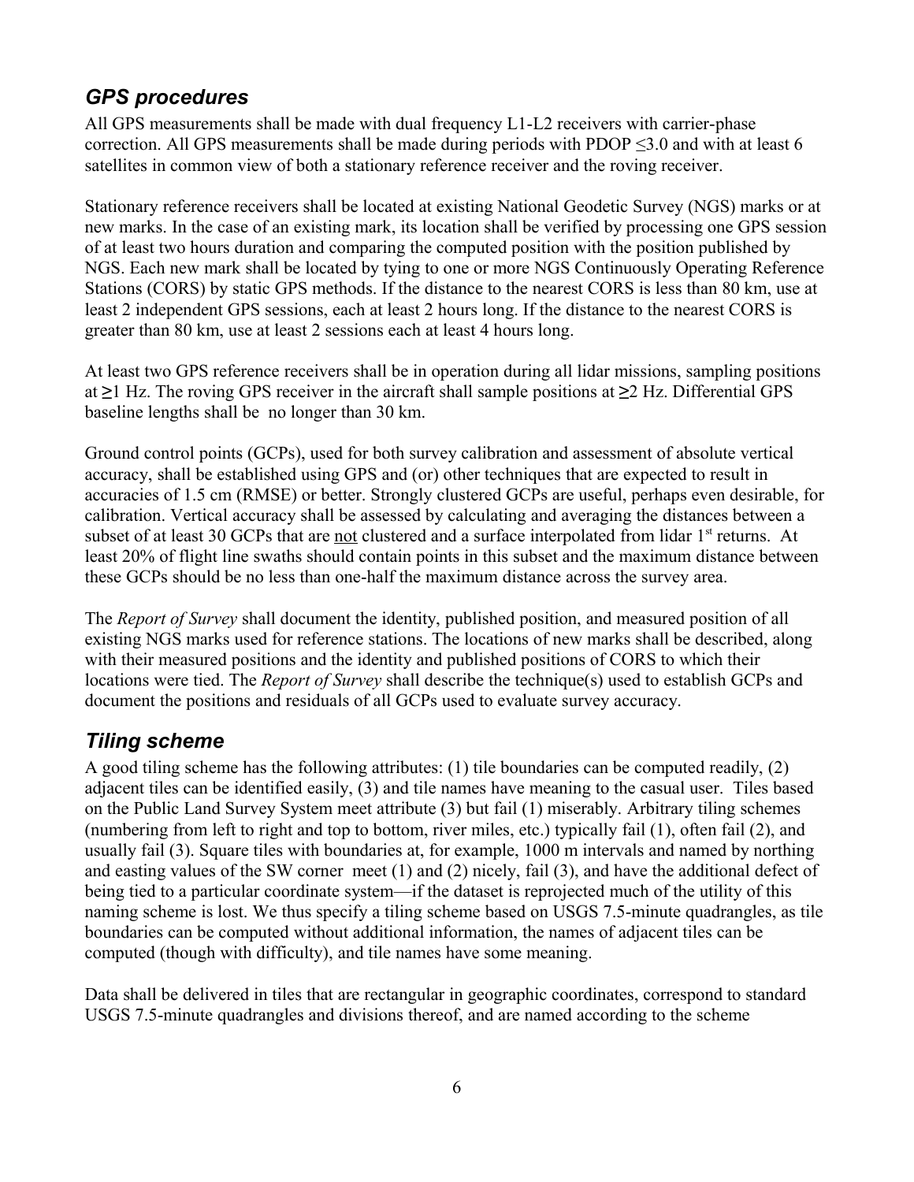## *GPS procedures*

All GPS measurements shall be made with dual frequency L1-L2 receivers with carrier-phase correction. All GPS measurements shall be made during periods with PDOP $\leq$3.0 and with at least 6 satellites in common view of both a stationary reference receiver and the roving receiver.

Stationary reference receivers shall be located at existing National Geodetic Survey (NGS) marks or at new marks. In the case of an existing mark, its location shall be verified by processing one GPS session of at least two hours duration and comparing the computed position with the position published by NGS. Each new mark shall be located by tying to one or more NGS Continuously Operating Reference Stations (CORS) by static GPS methods. If the distance to the nearest CORS is less than 80 km, use at least 2 independent GPS sessions, each at least 2 hours long. If the distance to the nearest CORS is greater than 80 km, use at least 2 sessions each at least 4 hours long.

At least two GPS reference receivers shall be in operation during all lidar missions, sampling positions at $\geq$1 Hz. The roving GPS receiver in the aircraft shall sample positions at $\geq$2 Hz. Differential GPS baseline lengths shall be no longer than 30 km.

Ground control points (GCPs), used for both survey calibration and assessment of absolute vertical accuracy, shall be established using GPS and (or) other techniques that are expected to result in accuracies of 1.5 cm (RMSE) or better. Strongly clustered GCPs are useful, perhaps even desirable, for calibration. Vertical accuracy shall be assessed by calculating and averaging the distances between a subset of at least 30 GCPs that are <u>not</u> clustered and a surface interpolated from lidar 1st returns. At least 20% of flight line swaths should contain points in this subset and the maximum distance between these GCPs should be no less than one-half the maximum distance across the survey area.

The *Report of Survey* shall document the identity, published position, and measured position of all existing NGS marks used for reference stations. The locations of new marks shall be described, along with their measured positions and the identity and published positions of CORS to which their locations were tied. The *Report of Survey* shall describe the technique(s) used to establish GCPs and document the positions and residuals of all GCPs used to evaluate survey accuracy.

## *Tiling scheme*

A good tiling scheme has the following attributes: (1) tile boundaries can be computed readily, (2) adjacent tiles can be identified easily, (3) and tile names have meaning to the casual user. Tiles based on the Public Land Survey System meet attribute (3) but fail (1) miserably. Arbitrary tiling schemes (numbering from left to right and top to bottom, river miles, etc.) typically fail (1), often fail (2), and usually fail (3). Square tiles with boundaries at, for example, 1000 m intervals and named by northing and easting values of the SW corner meet (1) and (2) nicely, fail (3), and have the additional defect of being tied to a particular coordinate system—if the dataset is reprojected much of the utility of this naming scheme is lost. We thus specify a tiling scheme based on USGS 7.5-minute quadrangles, as tile boundaries can be computed without additional information, the names of adjacent tiles can be computed (though with difficulty), and tile names have some meaning.

Data shall be delivered in tiles that are rectangular in geographic coordinates, correspond to standard USGS 7.5-minute quadrangles and divisions thereof, and are named according to the scheme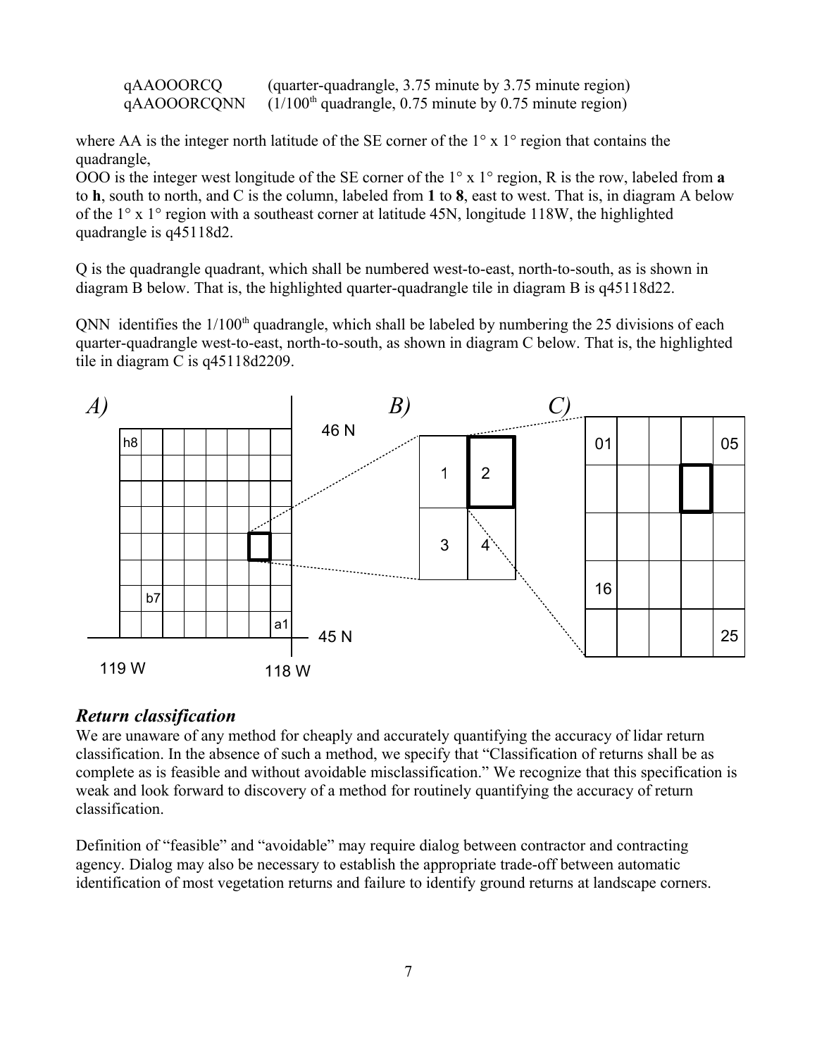qAAOOORCQ (quarter-quadrangle, 3.75 minute by 3.75 minute region)
qAAOOORCQNN (1/100th quadrangle, 0.75 minute by 0.75 minute region)

where AA is the integer north latitude of the SE corner of the 1° x 1° region that contains the quadrangle,
OOO is the integer west longitude of the SE corner of the 1° x 1° region, R is the row, labeled from **a** to **h**, south to north, and C is the column, labeled from **1** to **8**, east to west. That is, in diagram A below of the 1° x 1° region with a southeast corner at latitude 45N, longitude 118W, the highlighted quadrangle is q45118d2.

Q is the quadrangle quadrant, which shall be numbered west-to-east, north-to-south, as is shown in diagram B below. That is, the highlighted quarter-quadrangle tile in diagram B is q45118d22.

QNN identifies the 1/100th quadrangle, which shall be labeled by numbering the 25 divisions of each quarter-quadrangle west-to-east, north-to-south, as shown in diagram C below. That is, the highlighted tile in diagram C is q45118d2209.

*A)* *B)* *C)*

## *Return classification*

We are unaware of any method for cheaply and accurately quantifying the accuracy of lidar return classification. In the absence of such a method, we specify that "Classification of returns shall be as complete as is feasible and without avoidable misclassification." We recognize that this specification is weak and look forward to discovery of a method for routinely quantifying the accuracy of return classification.

Definition of "feasible" and "avoidable" may require dialog between contractor and contracting agency. Dialog may also be necessary to establish the appropriate trade-off between automatic identification of most vegetation returns and failure to identify ground returns at landscape corners.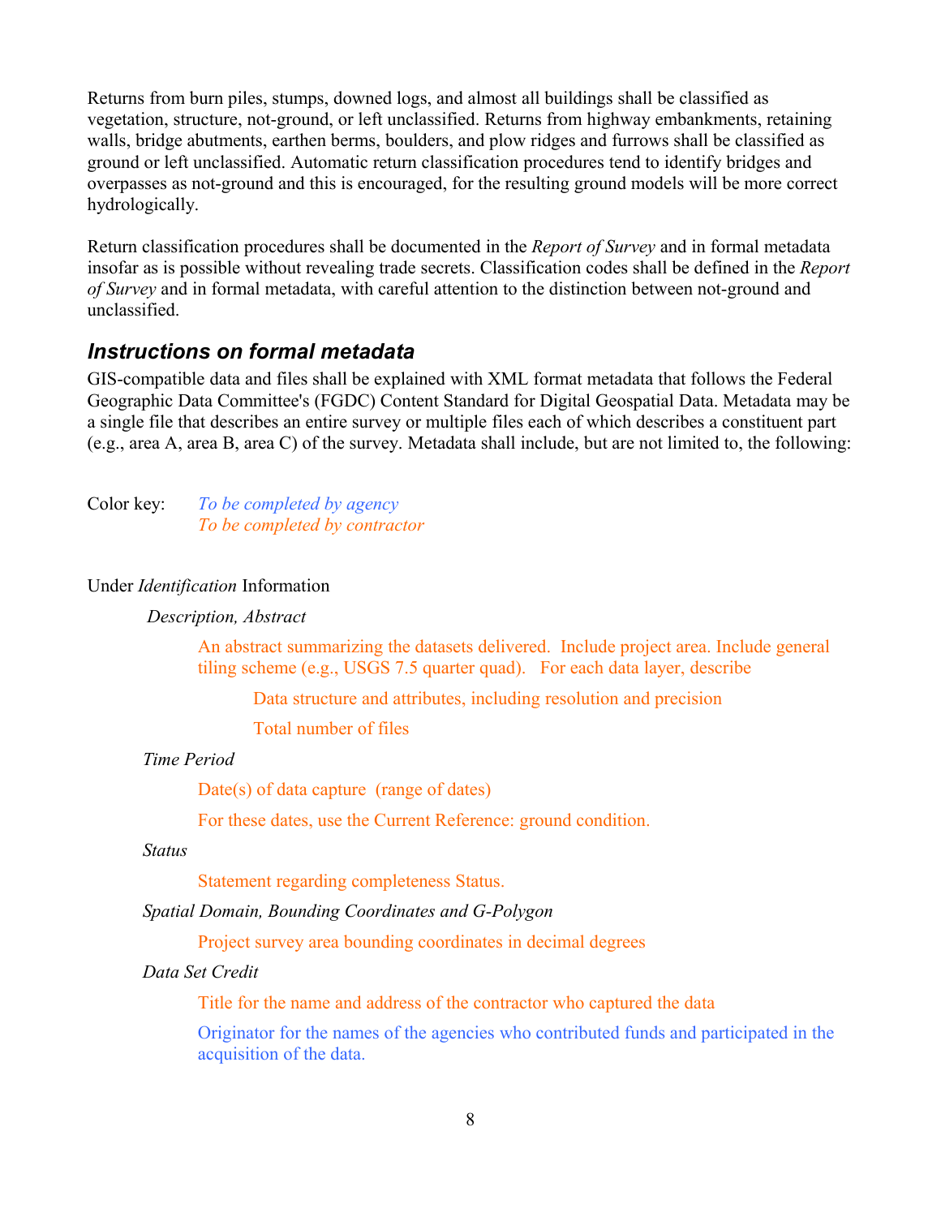Returns from burn piles, stumps, downed logs, and almost all buildings shall be classified as vegetation, structure, not-ground, or left unclassified. Returns from highway embankments, retaining walls, bridge abutments, earthen berms, boulders, and plow ridges and furrows shall be classified as ground or left unclassified. Automatic return classification procedures tend to identify bridges and overpasses as not-ground and this is encouraged, for the resulting ground models will be more correct hydrologically.

Return classification procedures shall be documented in the *Report of Survey* and in formal metadata insofar as is possible without revealing trade secrets. Classification codes shall be defined in the *Report of Survey* and in formal metadata, with careful attention to the distinction between not-ground and unclassified.

## *Instructions on formal metadata*

GIS-compatible data and files shall be explained with XML format metadata that follows the Federal Geographic Data Committee's (FGDC) Content Standard for Digital Geospatial Data. Metadata may be a single file that describes an entire survey or multiple files each of which describes a constituent part (e.g., area A, area B, area C) of the survey. Metadata shall include, but are not limited to, the following:

Color key: *To be completed by agency*
*To be completed by contractor*

Under *Identification* Information

*Description, Abstract*

An abstract summarizing the datasets delivered. Include project area. Include general tiling scheme (e.g., USGS 7.5 quarter quad). For each data layer, describe

Data structure and attributes, including resolution and precision

Total number of files

*Time Period*

Date(s) of data capture (range of dates)

For these dates, use the Current Reference: ground condition.

*Status*

Statement regarding completeness Status.

*Spatial Domain, Bounding Coordinates and G-Polygon*

Project survey area bounding coordinates in decimal degrees

*Data Set Credit*

Title for the name and address of the contractor who captured the data

Originator for the names of the agencies who contributed funds and participated in the acquisition of the data.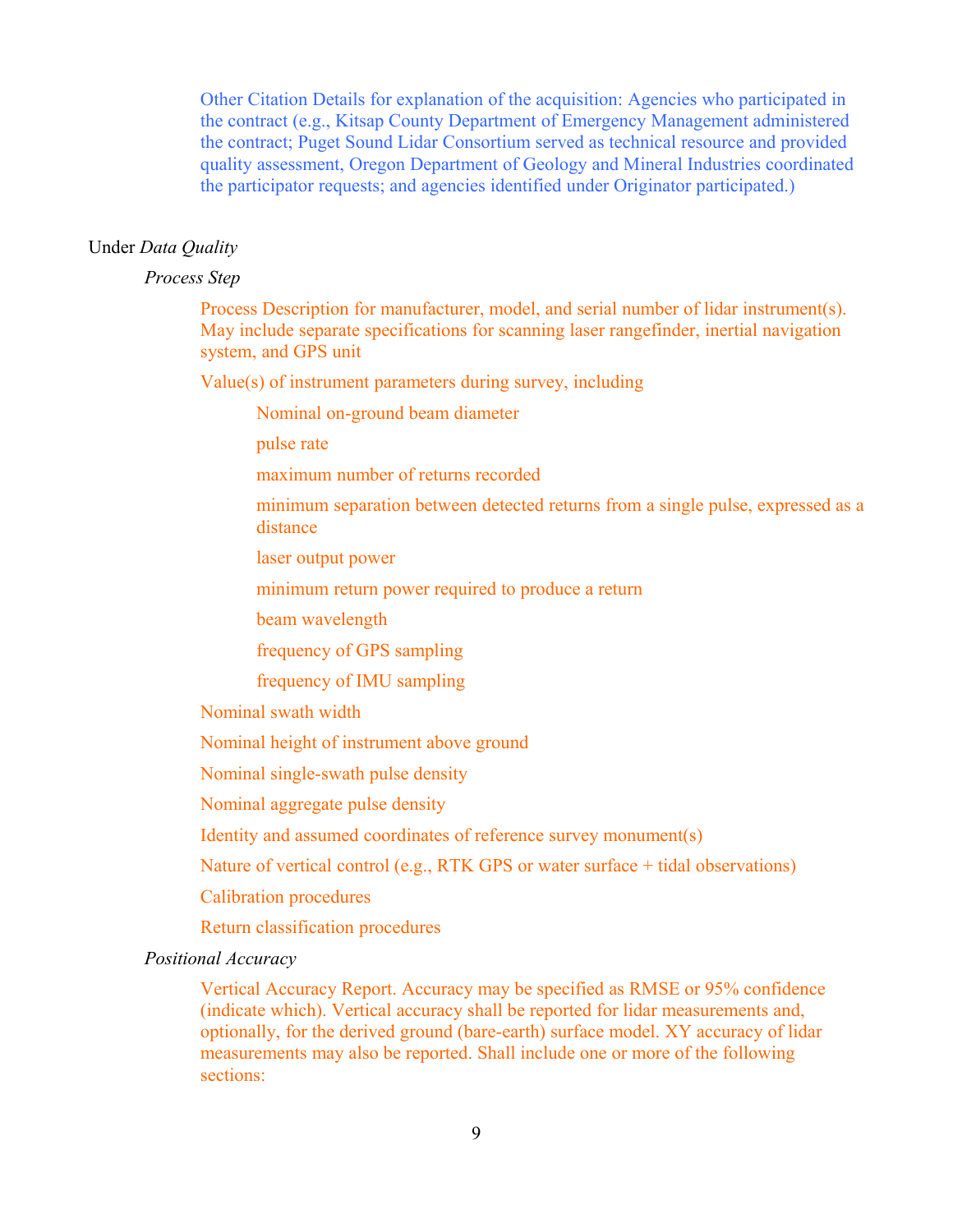Other Citation Details for explanation of the acquisition: Agencies who participated in the contract (e.g., Kitsap County Department of Emergency Management administered the contract; Puget Sound Lidar Consortium served as technical resource and provided quality assessment, Oregon Department of Geology and Mineral Industries coordinated the participator requests; and agencies identified under Originator participated.)

Under *Data Quality*

*Process Step*

Process Description for manufacturer, model, and serial number of lidar instrument(s). May include separate specifications for scanning laser rangefinder, inertial navigation system, and GPS unit

Value(s) of instrument parameters during survey, including

- Nominal on-ground beam diameter
- pulse rate
- maximum number of returns recorded
- minimum separation between detected returns from a single pulse, expressed as a distance
- laser output power
- minimum return power required to produce a return
- beam wavelength
- frequency of GPS sampling
- frequency of IMU sampling

Nominal swath width

Nominal height of instrument above ground

Nominal single-swath pulse density

Nominal aggregate pulse density

Identity and assumed coordinates of reference survey monument(s)

Nature of vertical control (e.g., RTK GPS or water surface + tidal observations)

Calibration procedures

Return classification procedures

*Positional Accuracy*

Vertical Accuracy Report. Accuracy may be specified as RMSE or 95% confidence (indicate which). Vertical accuracy shall be reported for lidar measurements and, optionally, for the derived ground (bare-earth) surface model. XY accuracy of lidar measurements may also be reported. Shall include one or more of the following sections: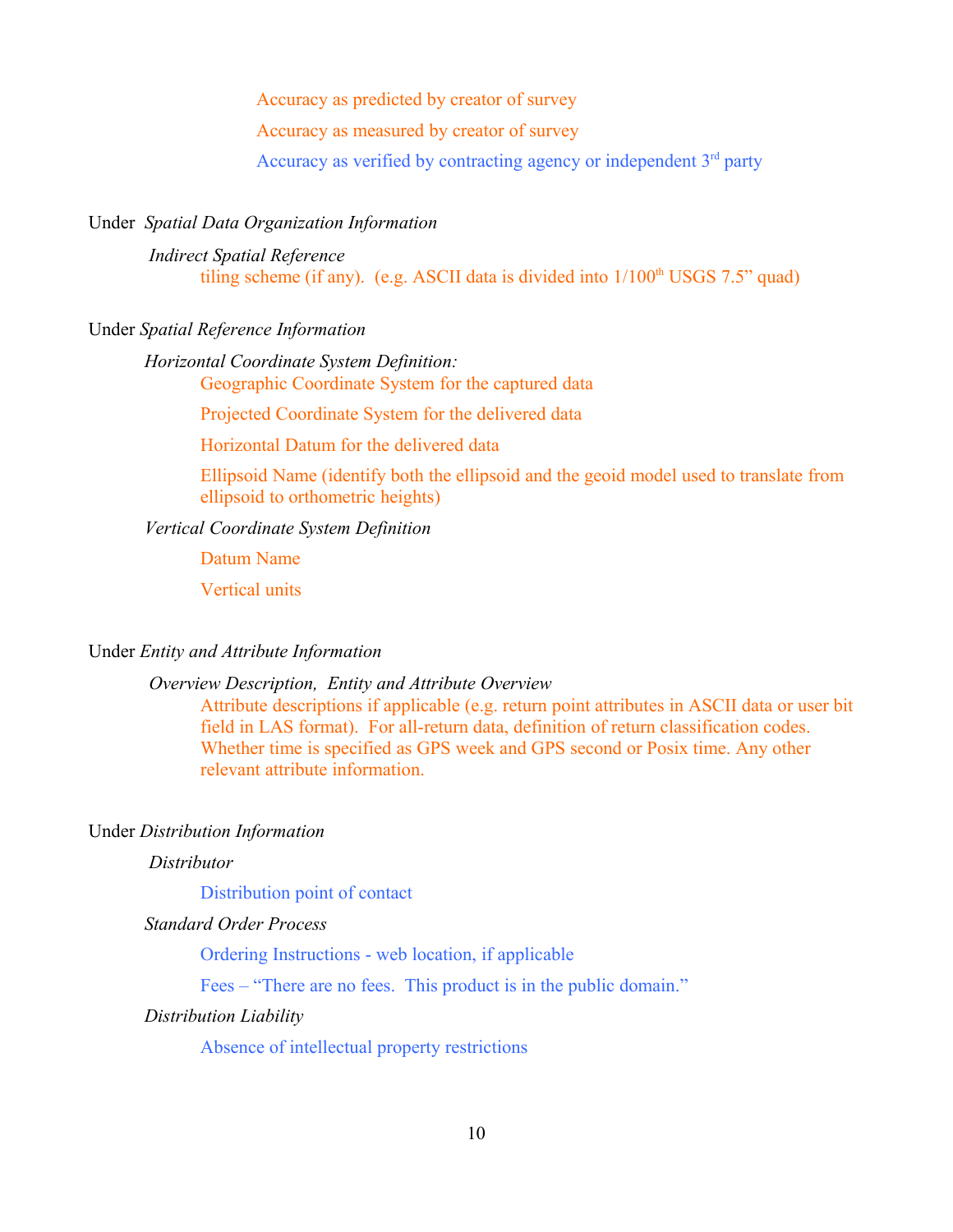Accuracy as predicted by creator of survey

Accuracy as measured by creator of survey

Accuracy as verified by contracting agency or independent 3rd party

Under *Spatial Data Organization Information*

*Indirect Spatial Reference*

tiling scheme (if any). (e.g. ASCII data is divided into 1/100th USGS 7.5" quad)

Under *Spatial Reference Information*

*Horizontal Coordinate System Definition:*

Geographic Coordinate System for the captured data

Projected Coordinate System for the delivered data

Horizontal Datum for the delivered data

Ellipsoid Name (identify both the ellipsoid and the geoid model used to translate from ellipsoid to orthometric heights)

*Vertical Coordinate System Definition*

Datum Name

Vertical units

Under *Entity and Attribute Information*

*Overview Description, Entity and Attribute Overview*

Attribute descriptions if applicable (e.g. return point attributes in ASCII data or user bit field in LAS format). For all-return data, definition of return classification codes. Whether time is specified as GPS week and GPS second or Posix time. Any other relevant attribute information.

Under *Distribution Information*

*Distributor*

Distribution point of contact

*Standard Order Process*

Ordering Instructions - web location, if applicable

Fees – "There are no fees. This product is in the public domain."

*Distribution Liability*

Absence of intellectual property restrictions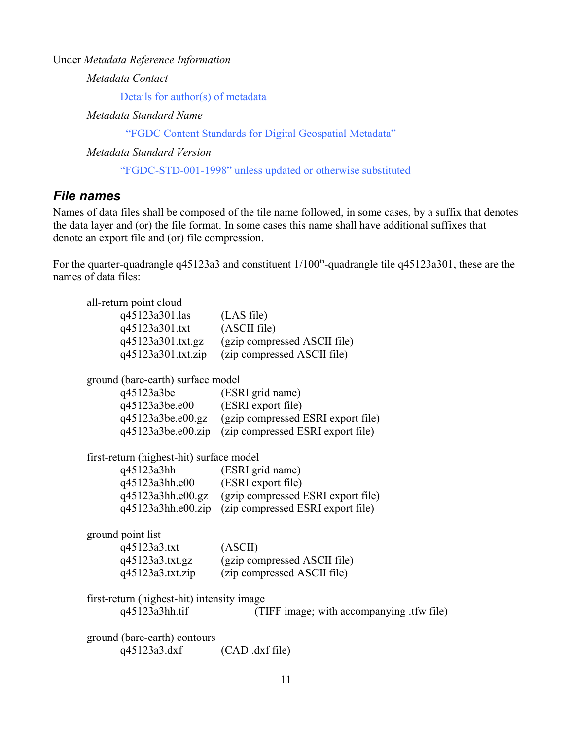Under *Metadata Reference Information*

*Metadata Contact*

Details for author(s) of metadata

*Metadata Standard Name*

"FGDC Content Standards for Digital Geospatial Metadata"

*Metadata Standard Version*

"FGDC-STD-001-1998" unless updated or otherwise substituted

## *File names*

Names of data files shall be composed of the tile name followed, in some cases, by a suffix that denotes the data layer and (or) the file format. In some cases this name shall have additional suffixes that denote an export file and (or) file compression.

For the quarter-quadrangle q45123a3 and constituent 1/100th-quadrangle tile q45123a301, these are the names of data files:

all-return point cloud

| | |
|---|---|
| q45123a301.las | (LAS file) |
| q45123a301.txt | (ASCII file) |
| q45123a301.txt.gz | (gzip compressed ASCII file) |
| q45123a301.txt.zip | (zip compressed ASCII file) |

ground (bare-earth) surface model

| | |
|---|---|
| q45123a3be | (ESRI grid name) |
| q45123a3be.e00 | (ESRI export file) |
| q45123a3be.e00.gz | (gzip compressed ESRI export file) |
| q45123a3be.e00.zip | (zip compressed ESRI export file) |

first-return (highest-hit) surface model

| | |
|---|---|
| q45123a3hh | (ESRI grid name) |
| q45123a3hh.e00 | (ESRI export file) |
| q45123a3hh.e00.gz | (gzip compressed ESRI export file) |
| q45123a3hh.e00.zip | (zip compressed ESRI export file) |

ground point list

| | |
|---|---|
| q45123a3.txt | (ASCII) |
| q45123a3.txt.gz | (gzip compressed ASCII file) |
| q45123a3.txt.zip | (zip compressed ASCII file) |

first-return (highest-hit) intensity image

| | |
|---|---|
| q45123a3hh.tif | (TIFF image; with accompanying .tfw file) |

ground (bare-earth) contours

| | |
|---|---|
| q45123a3.dxf | (CAD .dxf file) |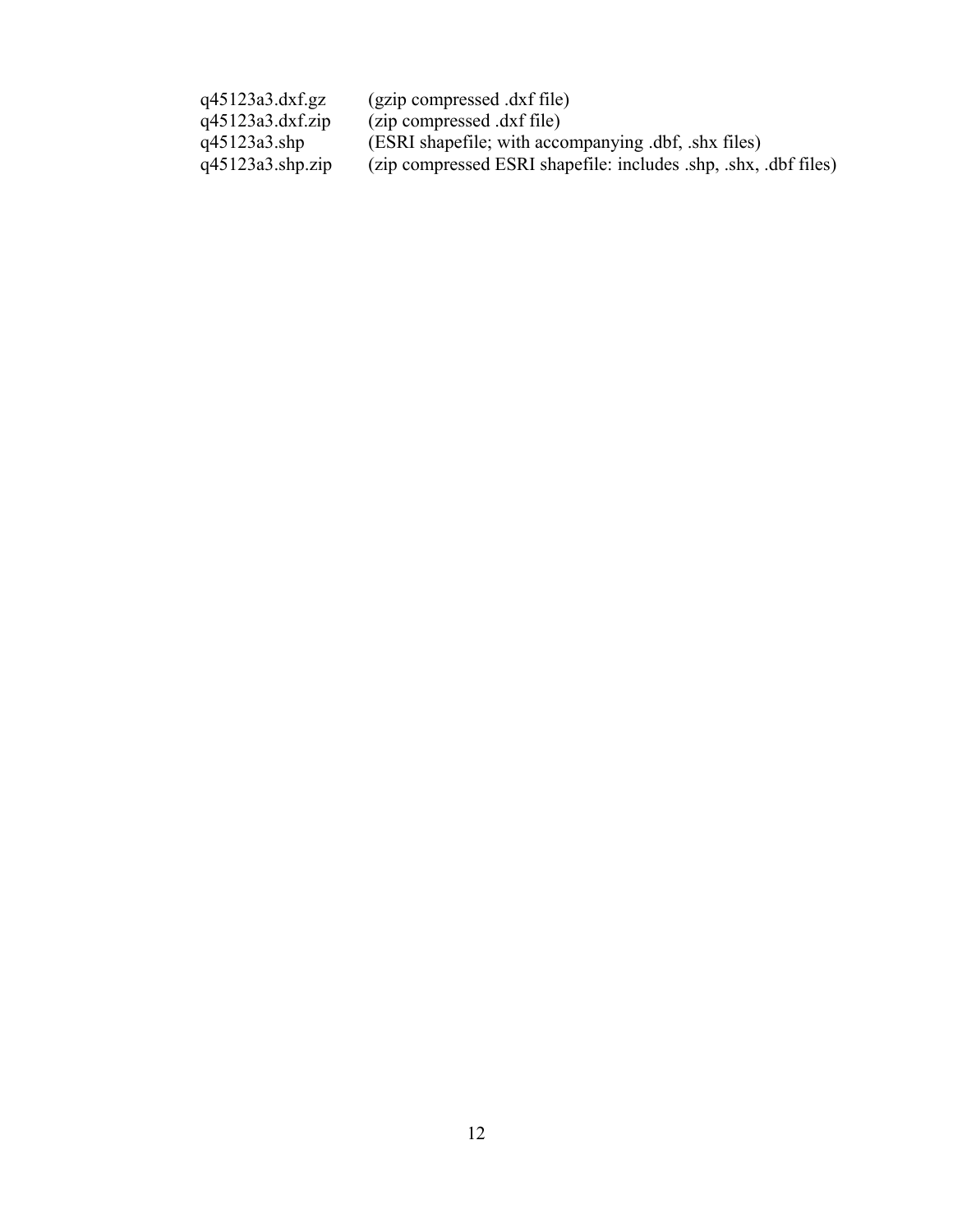| | |
|---|---|
| q45123a3.dxf.gz | (gzip compressed .dxf file) |
| q45123a3.dxf.zip | (zip compressed .dxf file) |
| q45123a3.shp | (ESRI shapefile; with accompanying .dbf, .shx files) |
| q45123a3.shp.zip | (zip compressed ESRI shapefile: includes .shp, .shx, .dbf files) |